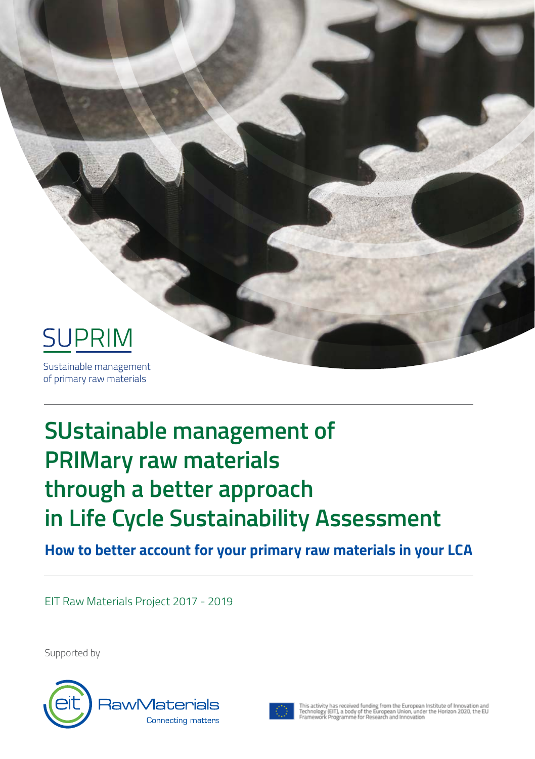SUPRIM

Sustainable management of primary raw materials

# SUstainable management of PRIMary raw materials through a better approach in Life Cycle Sustainability Assessment

## How to better account for your primary raw materials in your LCA

EIT Raw Materials Project 2017 - 2019

Supported by

RawMaterials
Connecting matters

This activity has received funding from the European Institute of Innovation and Technology (EIT), a body of the European Union, under the Horizon 2020, the EU Framework Programme for Research and Innovation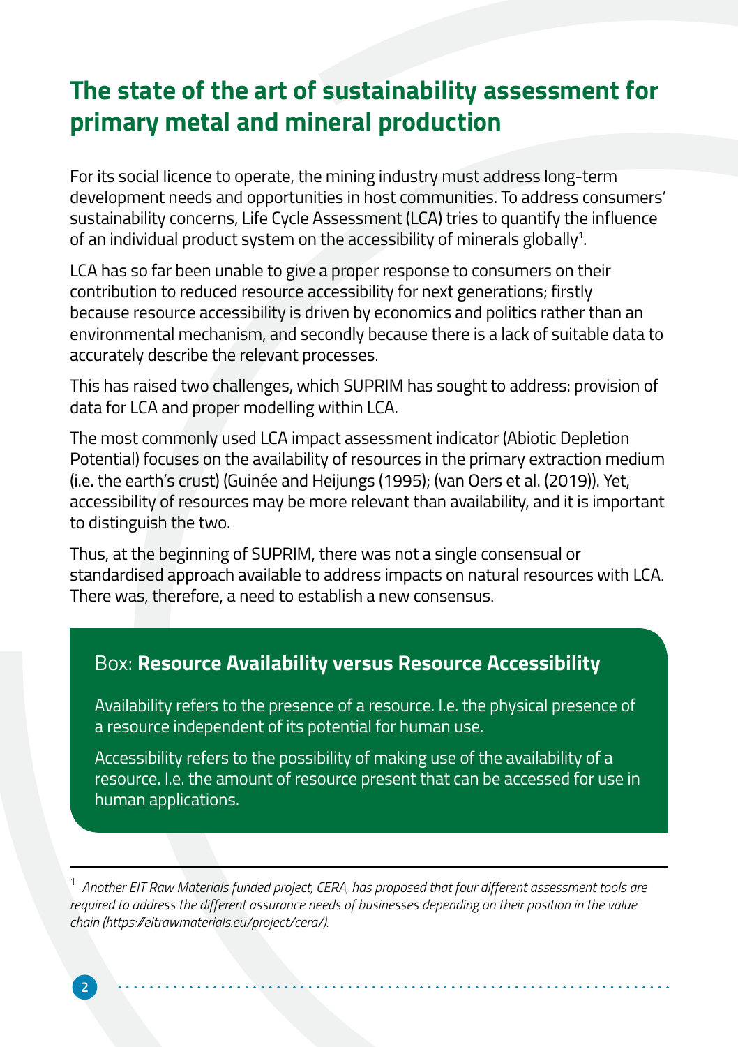## The state of the art of sustainability assessment for primary metal and mineral production

For its social licence to operate, the mining industry must address long-term development needs and opportunities in host communities. To address consumers' sustainability concerns, Life Cycle Assessment (LCA) tries to quantify the influence of an individual product system on the accessibility of minerals globally[1].

LCA has so far been unable to give a proper response to consumers on their contribution to reduced resource accessibility for next generations; firstly because resource accessibility is driven by economics and politics rather than an environmental mechanism, and secondly because there is a lack of suitable data to accurately describe the relevant processes.

This has raised two challenges, which SUPRIM has sought to address: provision of data for LCA and proper modelling within LCA.

The most commonly used LCA impact assessment indicator (Abiotic Depletion Potential) focuses on the availability of resources in the primary extraction medium (i.e. the earth's crust) (Guinée and Heijungs (1995); (van Oers et al. (2019)). Yet, accessibility of resources may be more relevant than availability, and it is important to distinguish the two.

Thus, at the beginning of SUPRIM, there was not a single consensual or standardised approach available to address impacts on natural resources with LCA. There was, therefore, a need to establish a new consensus.

> Box: **Resource Availability versus Resource Accessibility**
>
> Availability refers to the presence of a resource. I.e. the physical presence of a resource independent of its potential for human use.
>
> Accessibility refers to the possibility of making use of the availability of a resource. I.e. the amount of resource present that can be accessed for use in human applications.

---

[1] *Another EIT Raw Materials funded project, CERA, has proposed that four different assessment tools are required to address the different assurance needs of businesses depending on their position in the value chain (https://eitrawmaterials.eu/project/cera/).*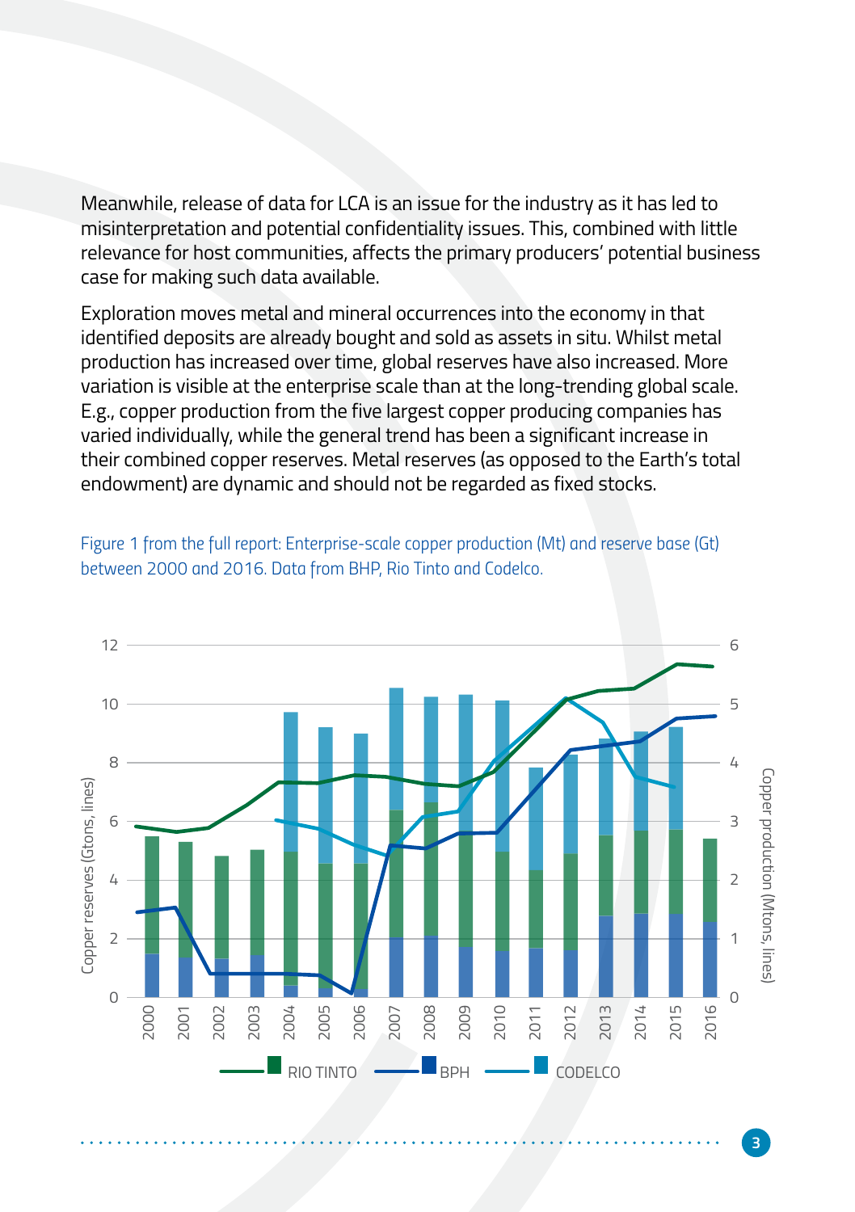Meanwhile, release of data for LCA is an issue for the industry as it has led to misinterpretation and potential confidentiality issues. This, combined with little relevance for host communities, affects the primary producers' potential business case for making such data available.

Exploration moves metal and mineral occurrences into the economy in that identified deposits are already bought and sold as assets in situ. Whilst metal production has increased over time, global reserves have also increased. More variation is visible at the enterprise scale than at the long-trending global scale. E.g., copper production from the five largest copper producing companies has varied individually, while the general trend has been a significant increase in their combined copper reserves. Metal reserves (as opposed to the Earth's total endowment) are dynamic and should not be regarded as fixed stocks.

Figure 1 from the full report: Enterprise-scale copper production (Mt) and reserve base (Gt) between 2000 and 2016. Data from BHP, Rio Tinto and Codelco.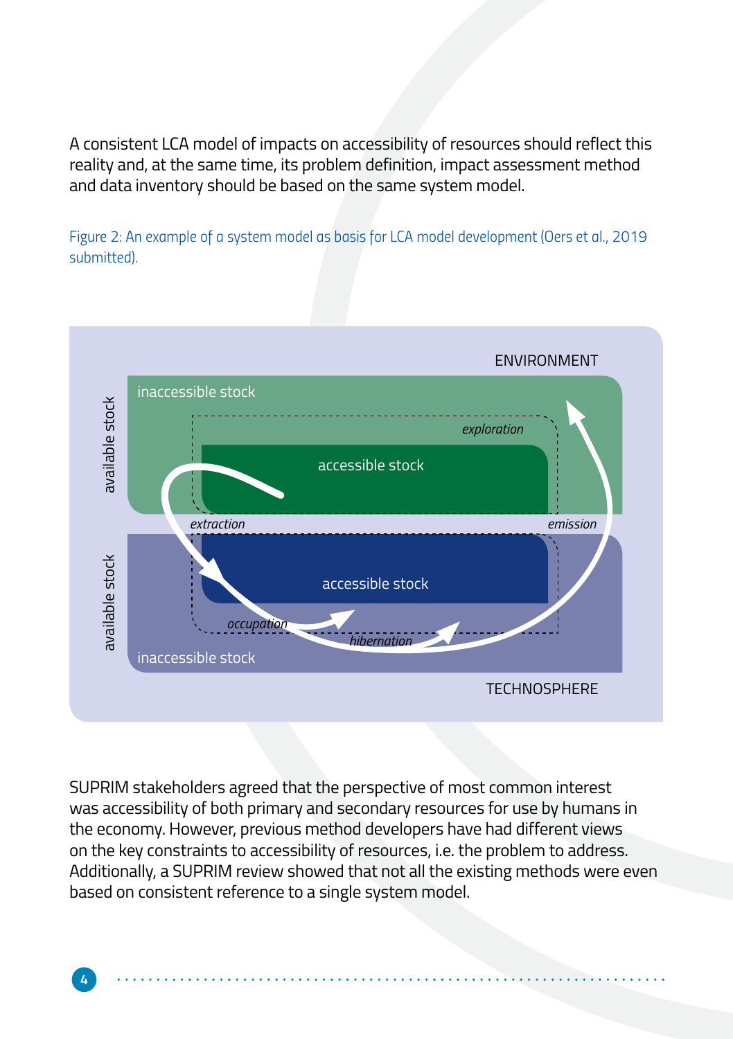A consistent LCA model of impacts on accessibility of resources should reflect this reality and, at the same time, its problem definition, impact assessment method and data inventory should be based on the same system model.

Figure 2: An example of a system model as basis for LCA model development (Oers et al., 2019 submitted).

SUPRIM stakeholders agreed that the perspective of most common interest was accessibility of both primary and secondary resources for use by humans in the economy. However, previous method developers have had different views on the key constraints to accessibility of resources, i.e. the problem to address. Additionally, a SUPRIM review showed that not all the existing methods were even based on consistent reference to a single system model.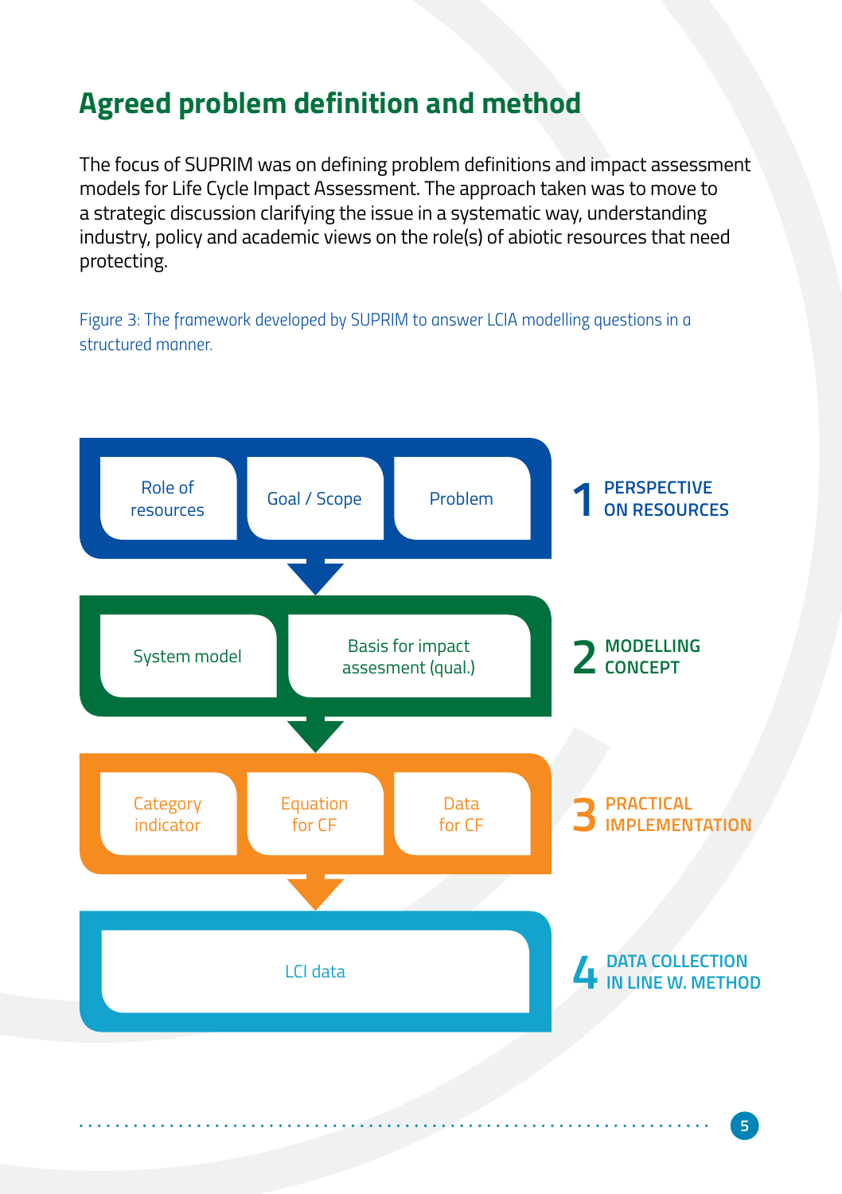## Agreed problem definition and method

The focus of SUPRIM was on defining problem definitions and impact assessment models for Life Cycle Impact Assessment. The approach taken was to move to a strategic discussion clarifying the issue in a systematic way, understanding industry, policy and academic views on the role(s) of abiotic resources that need protecting.

Figure 3: The framework developed by SUPRIM to answer LCIA modelling questions in a structured manner.

**1 PERSPECTIVE ON RESOURCES**

- Role of resources
- Goal / Scope
- Problem

↓

**2 MODELLING CONCEPT**

- System model
- Basis for impact assesment (qual.)

↓

**3 PRACTICAL IMPLEMENTATION**

- Category indicator
- Equation for CF
- Data for CF

↓

**4 DATA COLLECTION IN LINE W. METHOD**

- LCI data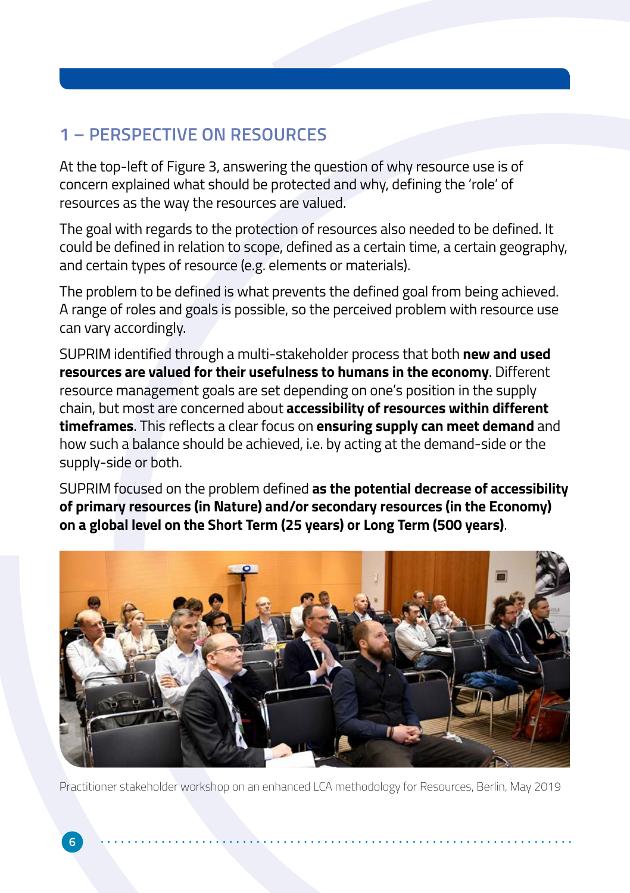## 1 – PERSPECTIVE ON RESOURCES

At the top-left of Figure 3, answering the question of why resource use is of concern explained what should be protected and why, defining the 'role' of resources as the way the resources are valued.

The goal with regards to the protection of resources also needed to be defined. It could be defined in relation to scope, defined as a certain time, a certain geography, and certain types of resource (e.g. elements or materials).

The problem to be defined is what prevents the defined goal from being achieved. A range of roles and goals is possible, so the perceived problem with resource use can vary accordingly.

SUPRIM identified through a multi-stakeholder process that both **new and used resources are valued for their usefulness to humans in the economy**. Different resource management goals are set depending on one's position in the supply chain, but most are concerned about **accessibility of resources within different timeframes**. This reflects a clear focus on **ensuring supply can meet demand** and how such a balance should be achieved, i.e. by acting at the demand-side or the supply-side or both.

SUPRIM focused on the problem defined **as the potential decrease of accessibility of primary resources (in Nature) and/or secondary resources (in the Economy) on a global level on the Short Term (25 years) or Long Term (500 years)**.

Practitioner stakeholder workshop on an enhanced LCA methodology for Resources, Berlin, May 2019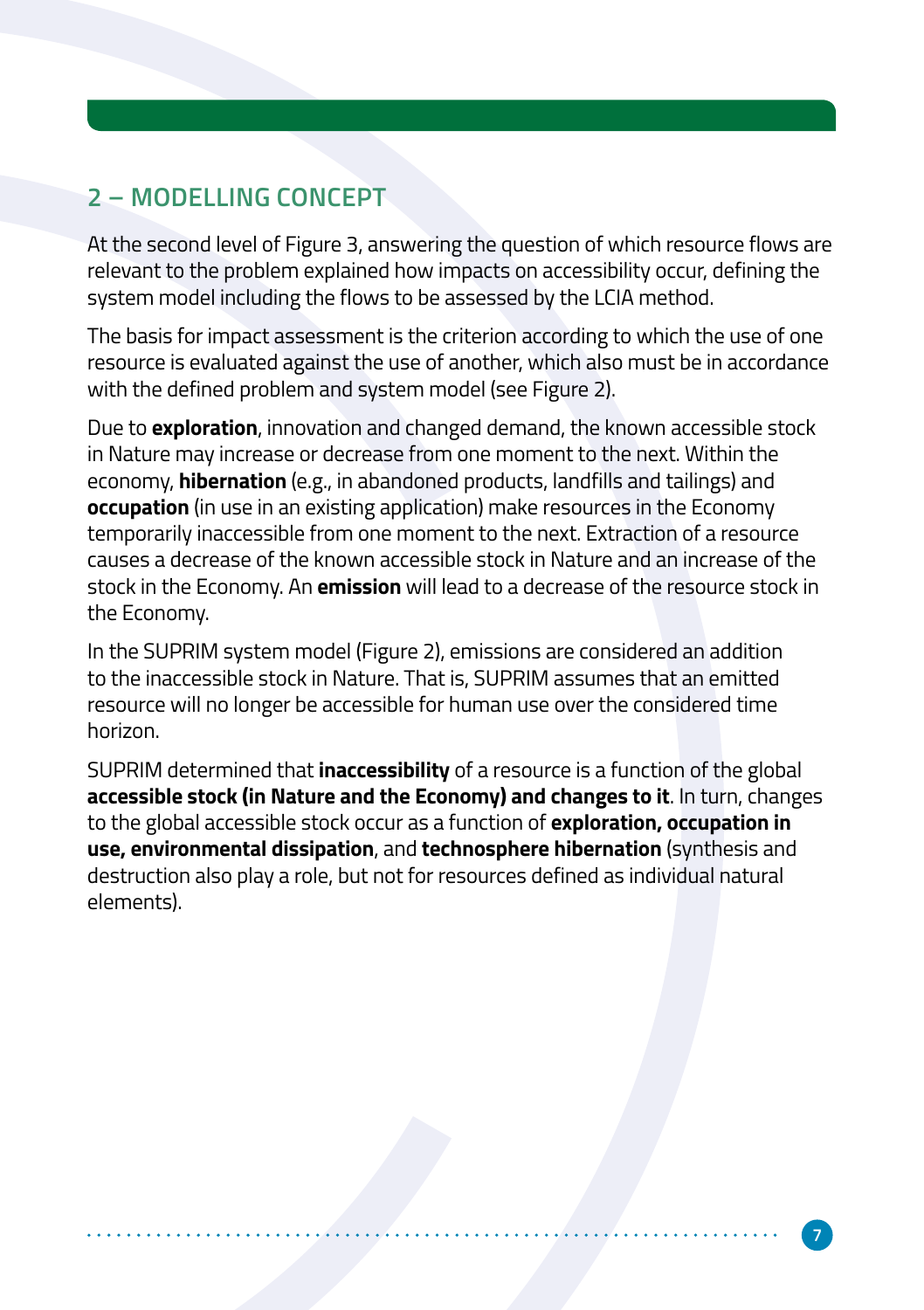## 2 – MODELLING CONCEPT

At the second level of Figure 3, answering the question of which resource flows are relevant to the problem explained how impacts on accessibility occur, defining the system model including the flows to be assessed by the LCIA method.

The basis for impact assessment is the criterion according to which the use of one resource is evaluated against the use of another, which also must be in accordance with the defined problem and system model (see Figure 2).

Due to **exploration**, innovation and changed demand, the known accessible stock in Nature may increase or decrease from one moment to the next. Within the economy, **hibernation** (e.g., in abandoned products, landfills and tailings) and **occupation** (in use in an existing application) make resources in the Economy temporarily inaccessible from one moment to the next. Extraction of a resource causes a decrease of the known accessible stock in Nature and an increase of the stock in the Economy. An **emission** will lead to a decrease of the resource stock in the Economy.

In the SUPRIM system model (Figure 2), emissions are considered an addition to the inaccessible stock in Nature. That is, SUPRIM assumes that an emitted resource will no longer be accessible for human use over the considered time horizon.

SUPRIM determined that **inaccessibility** of a resource is a function of the global **accessible stock (in Nature and the Economy) and changes to it**. In turn, changes to the global accessible stock occur as a function of **exploration, occupation in use, environmental dissipation**, and **technosphere hibernation** (synthesis and destruction also play a role, but not for resources defined as individual natural elements).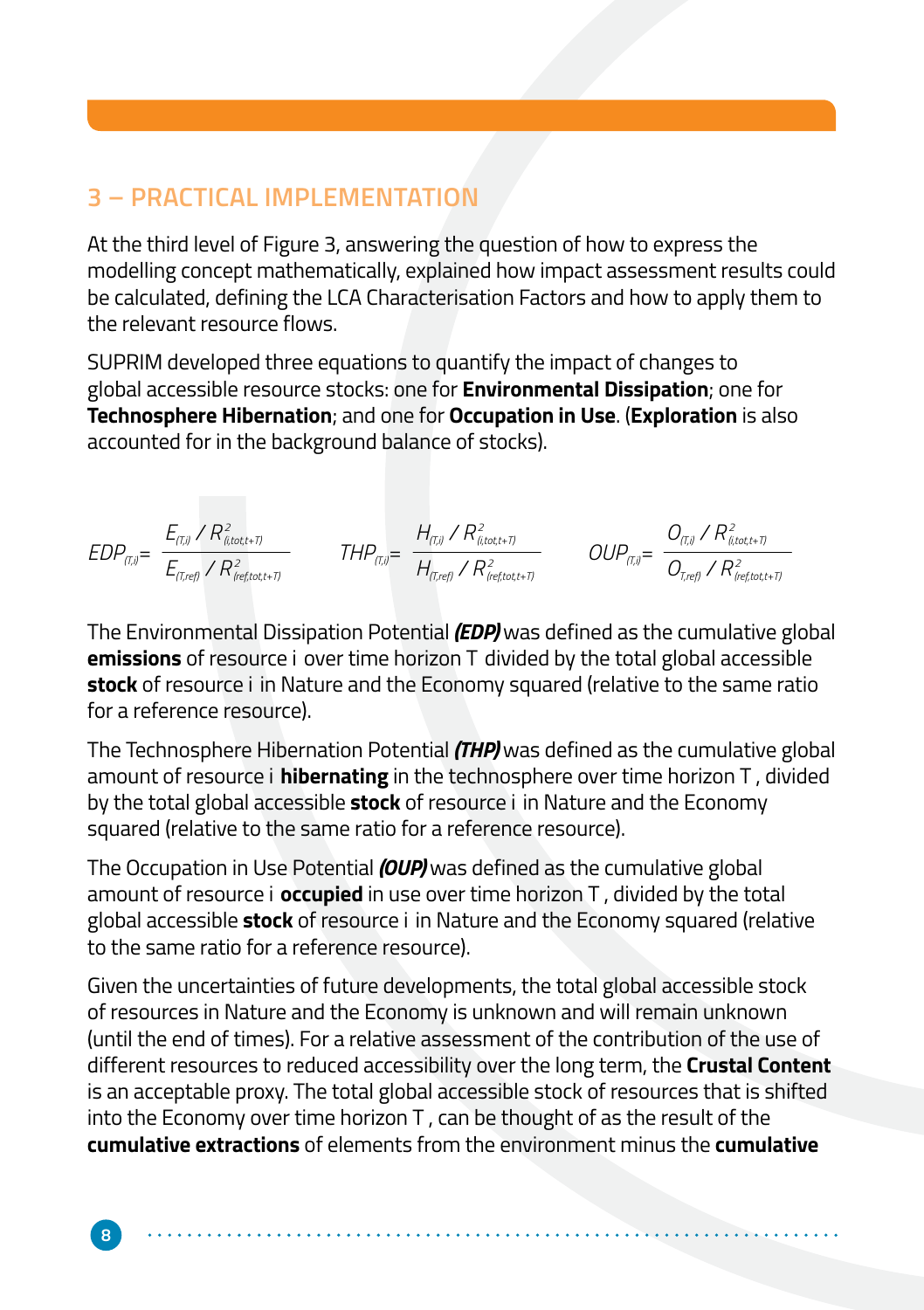## 3 – PRACTICAL IMPLEMENTATION

At the third level of Figure 3, answering the question of how to express the modelling concept mathematically, explained how impact assessment results could be calculated, defining the LCA Characterisation Factors and how to apply them to the relevant resource flows.

SUPRIM developed three equations to quantify the impact of changes to global accessible resource stocks: one for **Environmental Dissipation**; one for **Technosphere Hibernation**; and one for **Occupation in Use**. (**Exploration** is also accounted for in the background balance of stocks).

$$EDP_{(T,i)} = \frac{E_{(T,i)} \,/\, R^2_{(i,tot,t+T)}}{E_{(T,ref)} \,/\, R^2_{(ref,tot,t+T)}} \qquad THP_{(T,i)} = \frac{H_{(T,i)} \,/\, R^2_{(i,tot,t+T)}}{H_{(T,ref)} \,/\, R^2_{(ref,tot,t+T)}} \qquad OUP_{(T,i)} = \frac{O_{(T,i)} \,/\, R^2_{(i,tot,t+T)}}{O_{(T,ref)} \,/\, R^2_{(ref,tot,t+T)}}$$

The Environmental Dissipation Potential ***(EDP)*** was defined as the cumulative global **emissions** of resource i over time horizon T divided by the total global accessible **stock** of resource i in Nature and the Economy squared (relative to the same ratio for a reference resource).

The Technosphere Hibernation Potential ***(THP)*** was defined as the cumulative global amount of resource i **hibernating** in the technosphere over time horizon T , divided by the total global accessible **stock** of resource i in Nature and the Economy squared (relative to the same ratio for a reference resource).

The Occupation in Use Potential ***(OUP)*** was defined as the cumulative global amount of resource i **occupied** in use over time horizon T , divided by the total global accessible **stock** of resource i in Nature and the Economy squared (relative to the same ratio for a reference resource).

Given the uncertainties of future developments, the total global accessible stock of resources in Nature and the Economy is unknown and will remain unknown (until the end of times). For a relative assessment of the contribution of the use of different resources to reduced accessibility over the long term, the **Crustal Content** is an acceptable proxy. The total global accessible stock of resources that is shifted into the Economy over time horizon T , can be thought of as the result of the **cumulative extractions** of elements from the environment minus the **cumulative**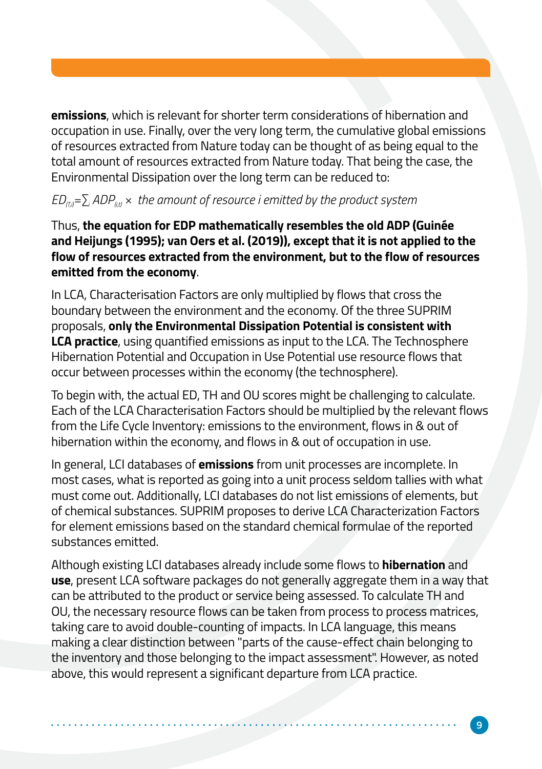**emissions**, which is relevant for shorter term considerations of hibernation and occupation in use. Finally, over the very long term, the cumulative global emissions of resources extracted from Nature today can be thought of as being equal to the total amount of resources extracted from Nature today. That being the case, the Environmental Dissipation over the long term can be reduced to:

$$ED_{(T,i)} = \sum_i ADP_{(i,t)} \times \text{ the amount of resource } i \text{ emitted by the product system}$$

Thus, **the equation for EDP mathematically resembles the old ADP (Guinée and Heijungs (1995); van Oers et al. (2019)), except that it is not applied to the flow of resources extracted from the environment, but to the flow of resources emitted from the economy**.

In LCA, Characterisation Factors are only multiplied by flows that cross the boundary between the environment and the economy. Of the three SUPRIM proposals, **only the Environmental Dissipation Potential is consistent with LCA practice**, using quantified emissions as input to the LCA. The Technosphere Hibernation Potential and Occupation in Use Potential use resource flows that occur between processes within the economy (the technosphere).

To begin with, the actual ED, TH and OU scores might be challenging to calculate. Each of the LCA Characterisation Factors should be multiplied by the relevant flows from the Life Cycle Inventory: emissions to the environment, flows in & out of hibernation within the economy, and flows in & out of occupation in use.

In general, LCI databases of **emissions** from unit processes are incomplete. In most cases, what is reported as going into a unit process seldom tallies with what must come out. Additionally, LCI databases do not list emissions of elements, but of chemical substances. SUPRIM proposes to derive LCA Characterization Factors for element emissions based on the standard chemical formulae of the reported substances emitted.

Although existing LCI databases already include some flows to **hibernation** and **use**, present LCA software packages do not generally aggregate them in a way that can be attributed to the product or service being assessed. To calculate TH and OU, the necessary resource flows can be taken from process to process matrices, taking care to avoid double-counting of impacts. In LCA language, this means making a clear distinction between "parts of the cause-effect chain belonging to the inventory and those belonging to the impact assessment". However, as noted above, this would represent a significant departure from LCA practice.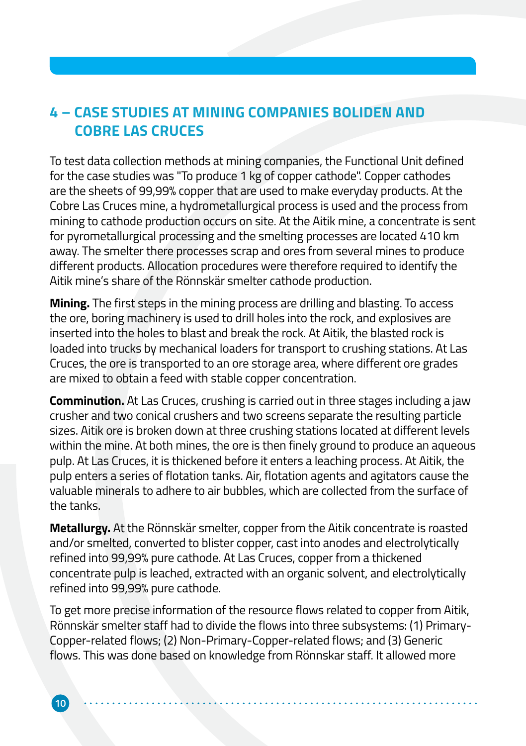## 4 – CASE STUDIES AT MINING COMPANIES BOLIDEN AND COBRE LAS CRUCES

To test data collection methods at mining companies, the Functional Unit defined for the case studies was "To produce 1 kg of copper cathode". Copper cathodes are the sheets of 99,99% copper that are used to make everyday products. At the Cobre Las Cruces mine, a hydrometallurgical process is used and the process from mining to cathode production occurs on site. At the Aitik mine, a concentrate is sent for pyrometallurgical processing and the smelting processes are located 410 km away. The smelter there processes scrap and ores from several mines to produce different products. Allocation procedures were therefore required to identify the Aitik mine's share of the Rönnskär smelter cathode production.

**Mining.** The first steps in the mining process are drilling and blasting. To access the ore, boring machinery is used to drill holes into the rock, and explosives are inserted into the holes to blast and break the rock. At Aitik, the blasted rock is loaded into trucks by mechanical loaders for transport to crushing stations. At Las Cruces, the ore is transported to an ore storage area, where different ore grades are mixed to obtain a feed with stable copper concentration.

**Comminution.** At Las Cruces, crushing is carried out in three stages including a jaw crusher and two conical crushers and two screens separate the resulting particle sizes. Aitik ore is broken down at three crushing stations located at different levels within the mine. At both mines, the ore is then finely ground to produce an aqueous pulp. At Las Cruces, it is thickened before it enters a leaching process. At Aitik, the pulp enters a series of flotation tanks. Air, flotation agents and agitators cause the valuable minerals to adhere to air bubbles, which are collected from the surface of the tanks.

**Metallurgy.** At the Rönnskär smelter, copper from the Aitik concentrate is roasted and/or smelted, converted to blister copper, cast into anodes and electrolytically refined into 99,99% pure cathode. At Las Cruces, copper from a thickened concentrate pulp is leached, extracted with an organic solvent, and electrolytically refined into 99,99% pure cathode.

To get more precise information of the resource flows related to copper from Aitik, Rönnskär smelter staff had to divide the flows into three subsystems: (1) Primary-Copper-related flows; (2) Non-Primary-Copper-related flows; and (3) Generic flows. This was done based on knowledge from Rönnskar staff. It allowed more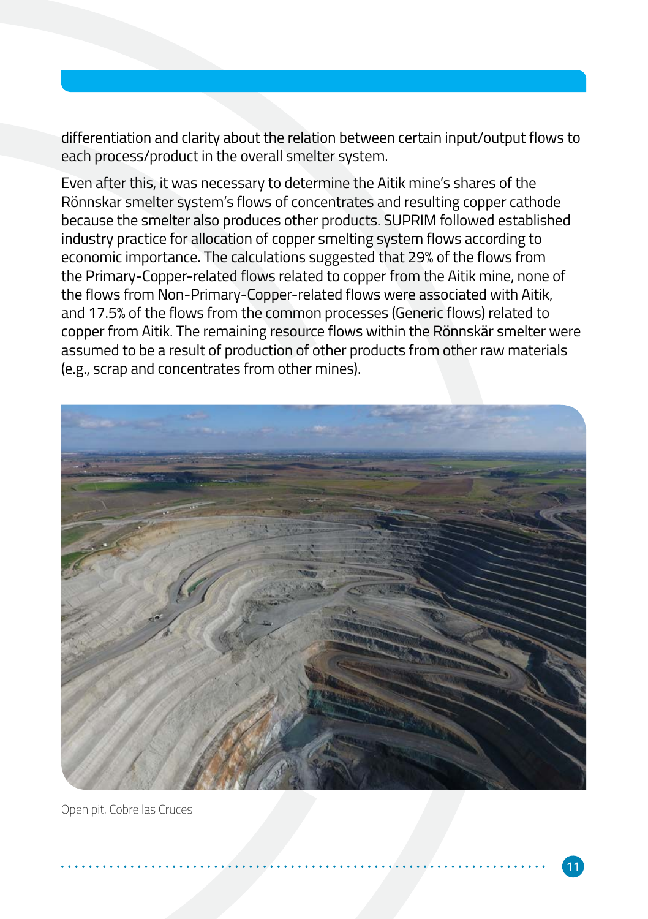differentiation and clarity about the relation between certain input/output flows to each process/product in the overall smelter system.

Even after this, it was necessary to determine the Aitik mine's shares of the Rönnskar smelter system's flows of concentrates and resulting copper cathode because the smelter also produces other products. SUPRIM followed established industry practice for allocation of copper smelting system flows according to economic importance. The calculations suggested that 29% of the flows from the Primary-Copper-related flows related to copper from the Aitik mine, none of the flows from Non-Primary-Copper-related flows were associated with Aitik, and 17.5% of the flows from the common processes (Generic flows) related to copper from Aitik. The remaining resource flows within the Rönnskär smelter were assumed to be a result of production of other products from other raw materials (e.g., scrap and concentrates from other mines).

Open pit, Cobre las Cruces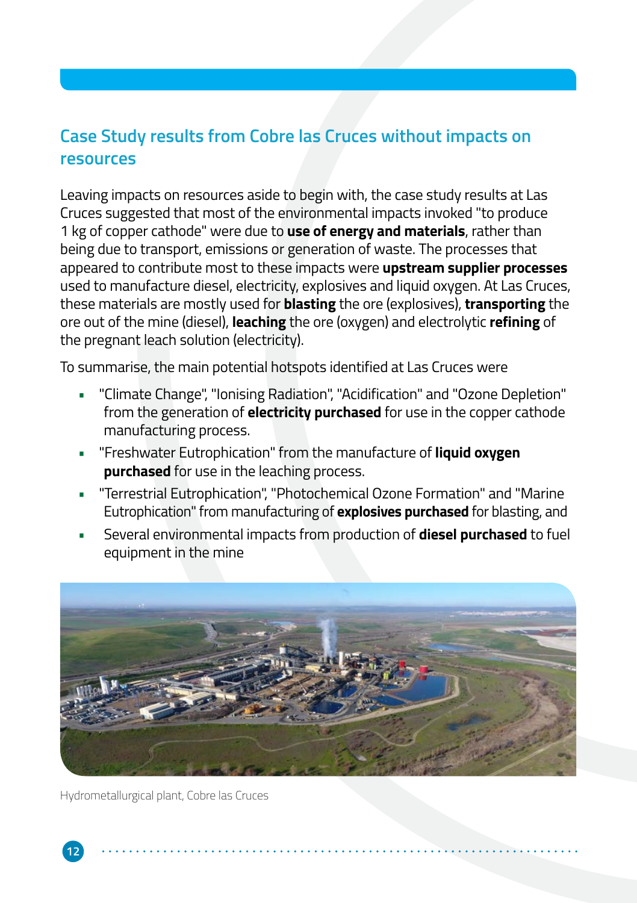## Case Study results from Cobre las Cruces without impacts on resources

Leaving impacts on resources aside to begin with, the case study results at Las Cruces suggested that most of the environmental impacts invoked "to produce 1 kg of copper cathode" were due to **use of energy and materials**, rather than being due to transport, emissions or generation of waste. The processes that appeared to contribute most to these impacts were **upstream supplier processes** used to manufacture diesel, electricity, explosives and liquid oxygen. At Las Cruces, these materials are mostly used for **blasting** the ore (explosives), **transporting** the ore out of the mine (diesel), **leaching** the ore (oxygen) and electrolytic **refining** of the pregnant leach solution (electricity).

To summarise, the main potential hotspots identified at Las Cruces were

- "Climate Change", "Ionising Radiation", "Acidification" and "Ozone Depletion" from the generation of **electricity purchased** for use in the copper cathode manufacturing process.
- "Freshwater Eutrophication" from the manufacture of **liquid oxygen purchased** for use in the leaching process.
- "Terrestrial Eutrophication", "Photochemical Ozone Formation" and "Marine Eutrophication" from manufacturing of **explosives purchased** for blasting, and
- Several environmental impacts from production of **diesel purchased** to fuel equipment in the mine

Hydrometallurgical plant, Cobre las Cruces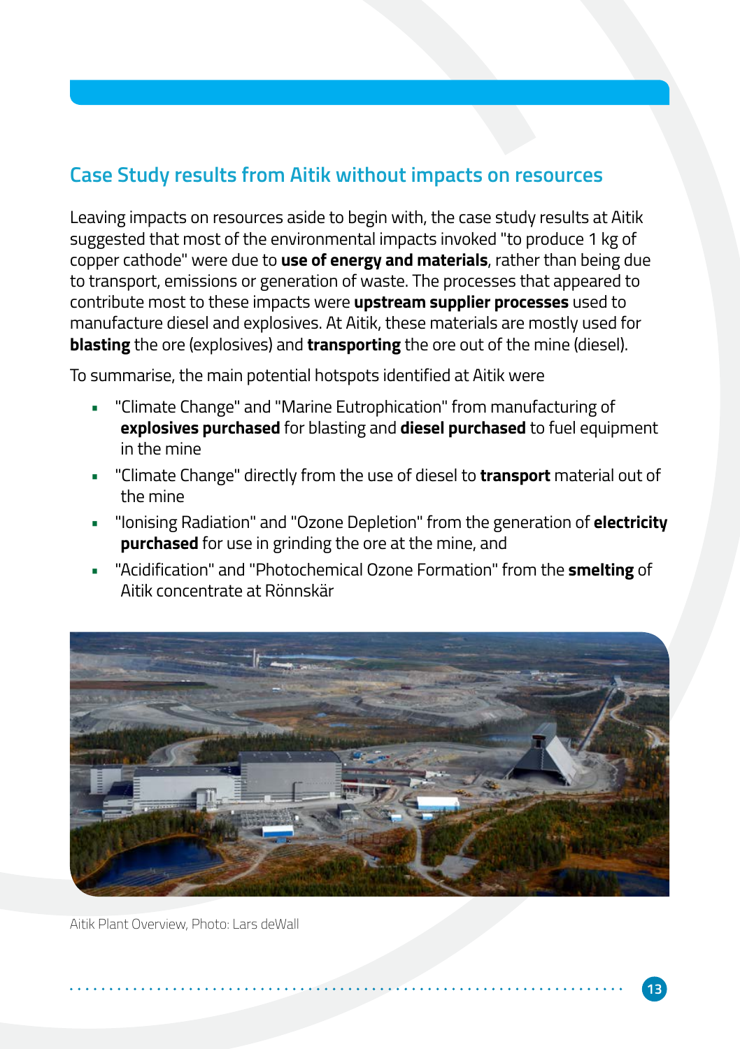## Case Study results from Aitik without impacts on resources

Leaving impacts on resources aside to begin with, the case study results at Aitik suggested that most of the environmental impacts invoked "to produce 1 kg of copper cathode" were due to **use of energy and materials**, rather than being due to transport, emissions or generation of waste. The processes that appeared to contribute most to these impacts were **upstream supplier processes** used to manufacture diesel and explosives. At Aitik, these materials are mostly used for **blasting** the ore (explosives) and **transporting** the ore out of the mine (diesel).

To summarise, the main potential hotspots identified at Aitik were

- "Climate Change" and "Marine Eutrophication" from manufacturing of **explosives purchased** for blasting and **diesel purchased** to fuel equipment in the mine
- "Climate Change" directly from the use of diesel to **transport** material out of the mine
- "Ionising Radiation" and "Ozone Depletion" from the generation of **electricity purchased** for use in grinding the ore at the mine, and
- "Acidification" and "Photochemical Ozone Formation" from the **smelting** of Aitik concentrate at Rönnskär

Aitik Plant Overview, Photo: Lars deWall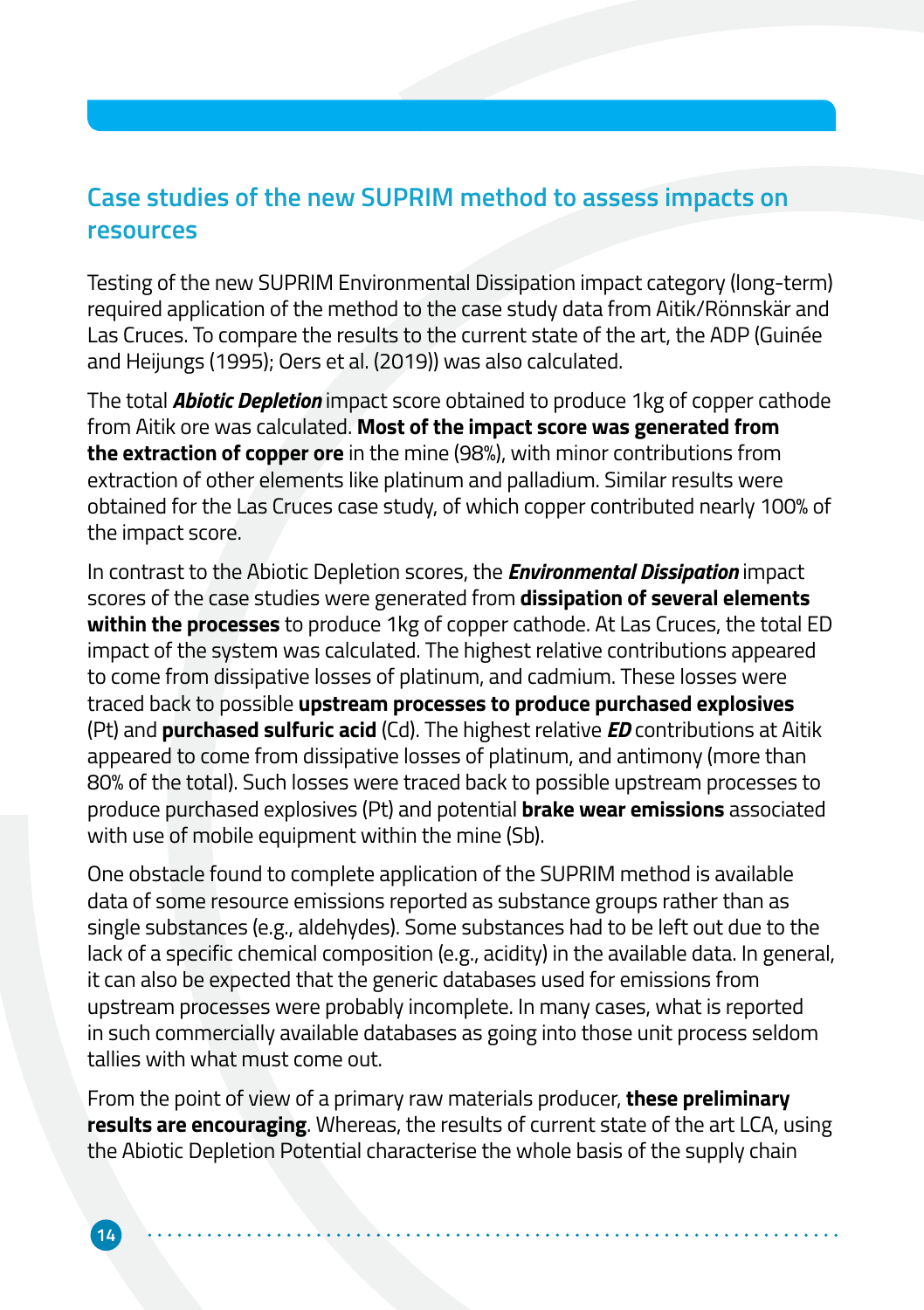## Case studies of the new SUPRIM method to assess impacts on resources

Testing of the new SUPRIM Environmental Dissipation impact category (long-term) required application of the method to the case study data from Aitik/Rönnskär and Las Cruces. To compare the results to the current state of the art, the ADP (Guinée and Heijungs (1995); Oers et al. (2019)) was also calculated.

The total ***Abiotic Depletion*** impact score obtained to produce 1kg of copper cathode from Aitik ore was calculated. **Most of the impact score was generated from the extraction of copper ore** in the mine (98%), with minor contributions from extraction of other elements like platinum and palladium. Similar results were obtained for the Las Cruces case study, of which copper contributed nearly 100% of the impact score.

In contrast to the Abiotic Depletion scores, the ***Environmental Dissipation*** impact scores of the case studies were generated from **dissipation of several elements within the processes** to produce 1kg of copper cathode. At Las Cruces, the total ED impact of the system was calculated. The highest relative contributions appeared to come from dissipative losses of platinum, and cadmium. These losses were traced back to possible **upstream processes to produce purchased explosives** (Pt) and **purchased sulfuric acid** (Cd). The highest relative ***ED*** contributions at Aitik appeared to come from dissipative losses of platinum, and antimony (more than 80% of the total). Such losses were traced back to possible upstream processes to produce purchased explosives (Pt) and potential **brake wear emissions** associated with use of mobile equipment within the mine (Sb).

One obstacle found to complete application of the SUPRIM method is available data of some resource emissions reported as substance groups rather than as single substances (e.g., aldehydes). Some substances had to be left out due to the lack of a specific chemical composition (e.g., acidity) in the available data. In general, it can also be expected that the generic databases used for emissions from upstream processes were probably incomplete. In many cases, what is reported in such commercially available databases as going into those unit process seldom tallies with what must come out.

From the point of view of a primary raw materials producer, **these preliminary results are encouraging**. Whereas, the results of current state of the art LCA, using the Abiotic Depletion Potential characterise the whole basis of the supply chain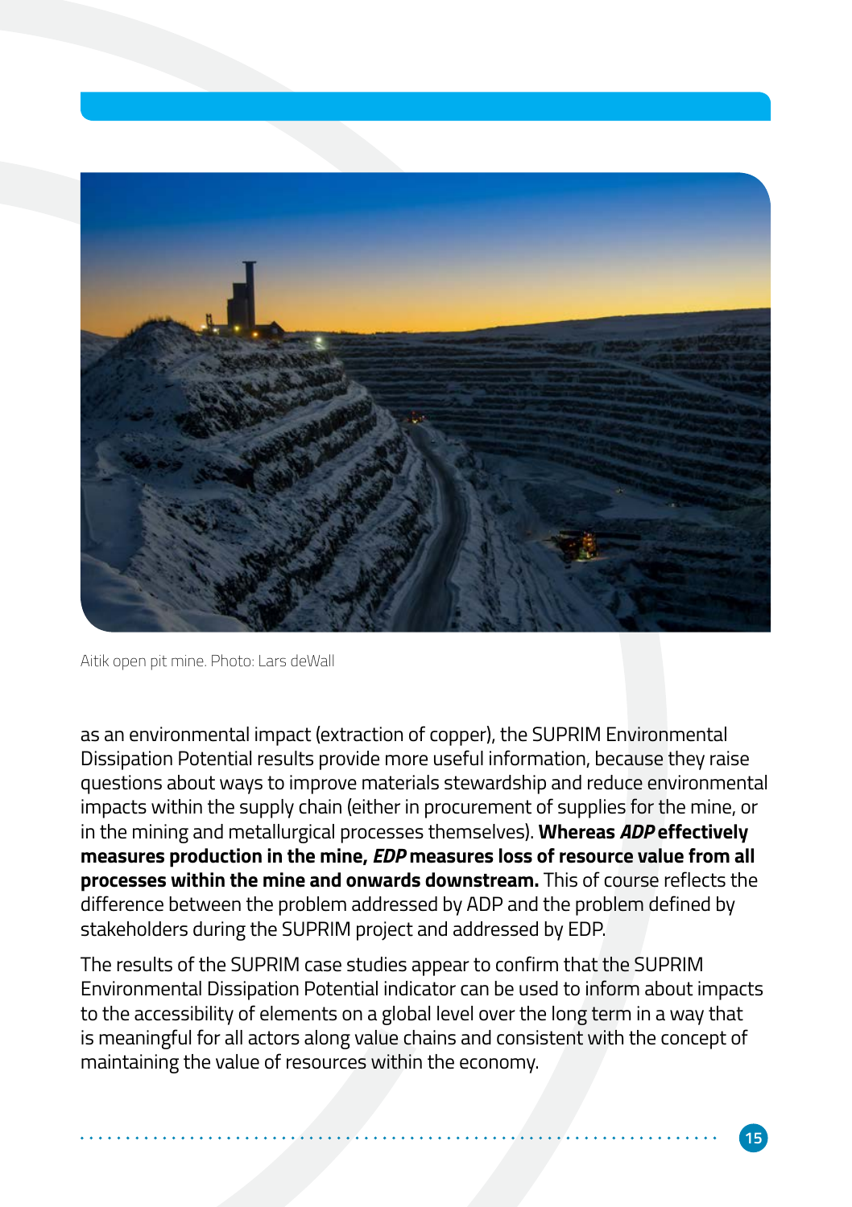Aitik open pit mine. Photo: Lars deWall

as an environmental impact (extraction of copper), the SUPRIM Environmental Dissipation Potential results provide more useful information, because they raise questions about ways to improve materials stewardship and reduce environmental impacts within the supply chain (either in procurement of supplies for the mine, or in the mining and metallurgical processes themselves). **Whereas *ADP* effectively measures production in the mine, *EDP* measures loss of resource value from all processes within the mine and onwards downstream.** This of course reflects the difference between the problem addressed by ADP and the problem defined by stakeholders during the SUPRIM project and addressed by EDP.

The results of the SUPRIM case studies appear to confirm that the SUPRIM Environmental Dissipation Potential indicator can be used to inform about impacts to the accessibility of elements on a global level over the long term in a way that is meaningful for all actors along value chains and consistent with the concept of maintaining the value of resources within the economy.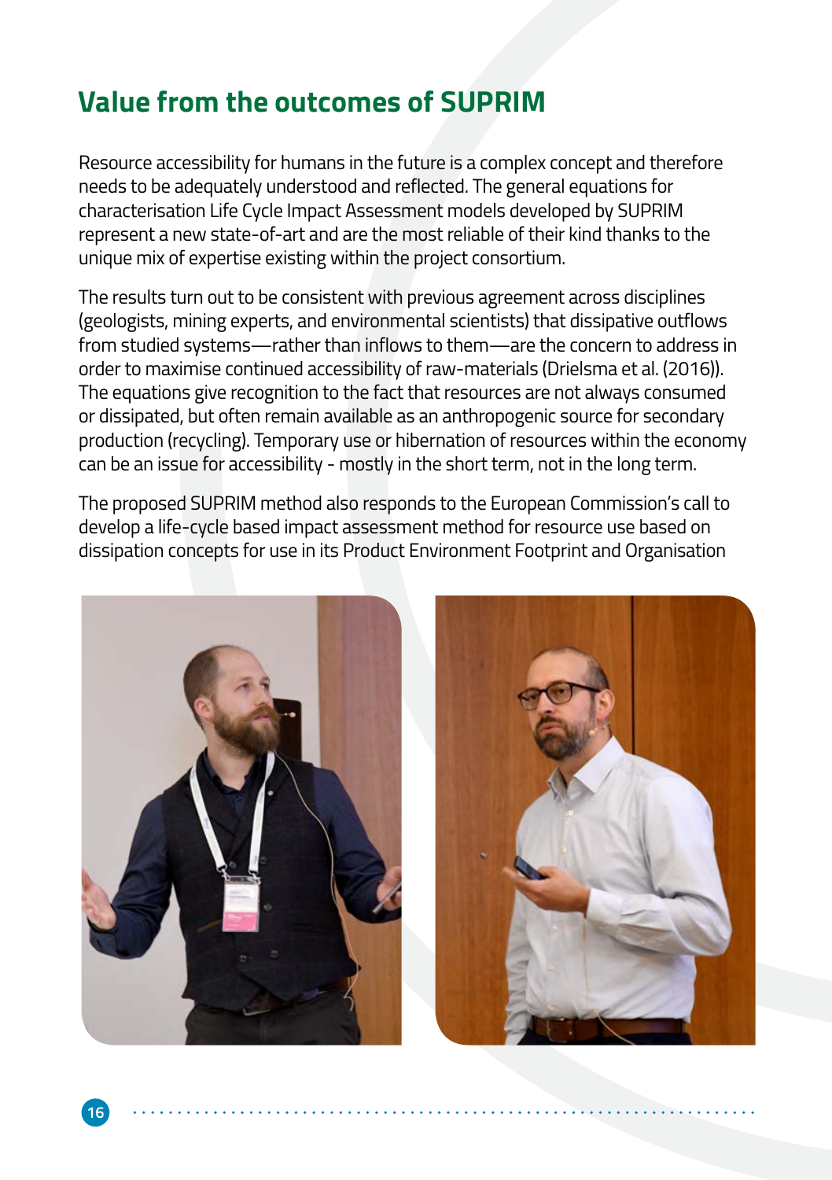## Value from the outcomes of SUPRIM

Resource accessibility for humans in the future is a complex concept and therefore needs to be adequately understood and reflected. The general equations for characterisation Life Cycle Impact Assessment models developed by SUPRIM represent a new state-of-art and are the most reliable of their kind thanks to the unique mix of expertise existing within the project consortium.

The results turn out to be consistent with previous agreement across disciplines (geologists, mining experts, and environmental scientists) that dissipative outflows from studied systems—rather than inflows to them—are the concern to address in order to maximise continued accessibility of raw-materials (Drielsma et al. (2016)). The equations give recognition to the fact that resources are not always consumed or dissipated, but often remain available as an anthropogenic source for secondary production (recycling). Temporary use or hibernation of resources within the economy can be an issue for accessibility - mostly in the short term, not in the long term.

The proposed SUPRIM method also responds to the European Commission's call to develop a life-cycle based impact assessment method for resource use based on dissipation concepts for use in its Product Environment Footprint and Organisation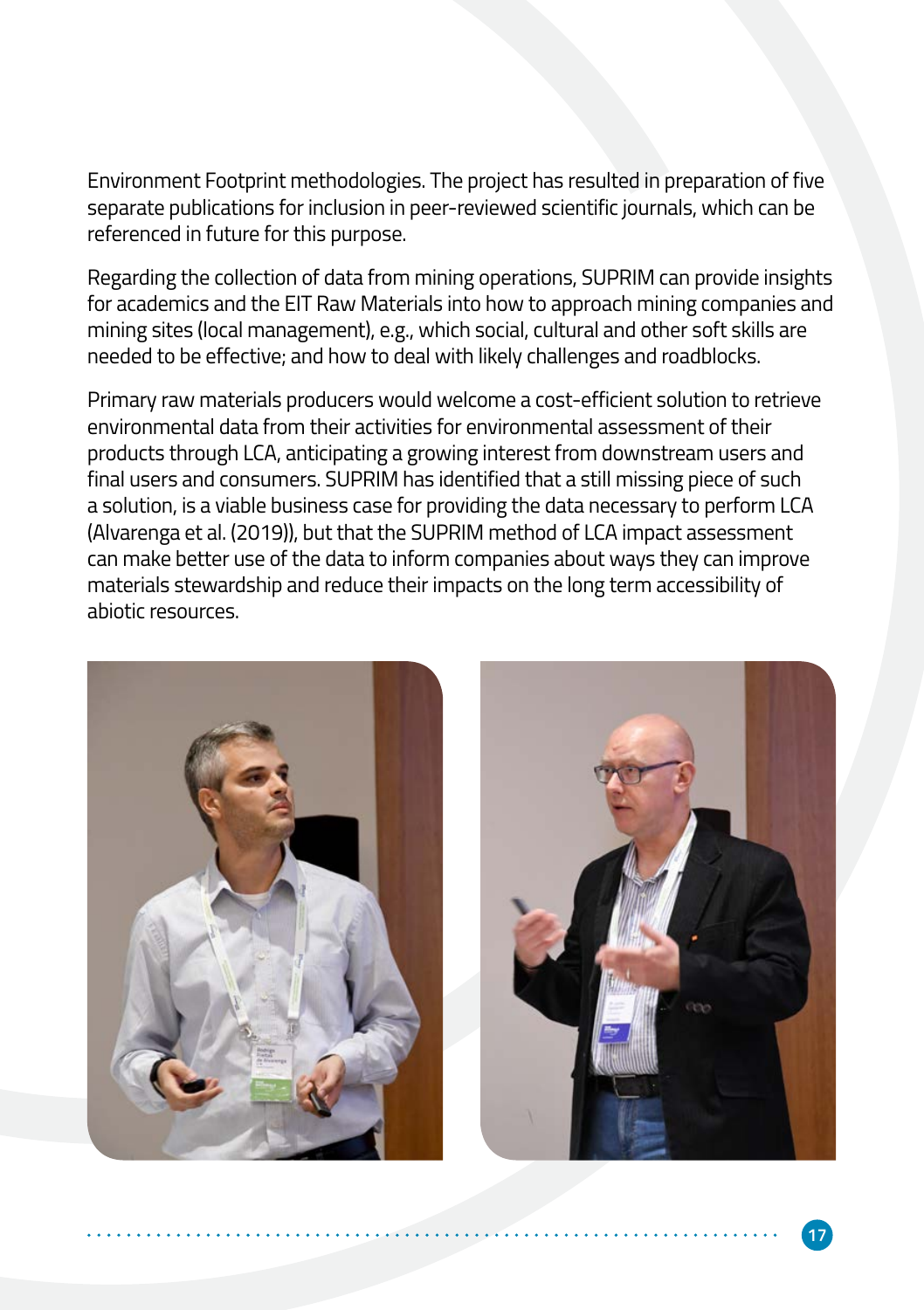Environment Footprint methodologies. The project has resulted in preparation of five separate publications for inclusion in peer-reviewed scientific journals, which can be referenced in future for this purpose.

Regarding the collection of data from mining operations, SUPRIM can provide insights for academics and the EIT Raw Materials into how to approach mining companies and mining sites (local management), e.g., which social, cultural and other soft skills are needed to be effective; and how to deal with likely challenges and roadblocks.

Primary raw materials producers would welcome a cost-efficient solution to retrieve environmental data from their activities for environmental assessment of their products through LCA, anticipating a growing interest from downstream users and final users and consumers. SUPRIM has identified that a still missing piece of such a solution, is a viable business case for providing the data necessary to perform LCA (Alvarenga et al. (2019)), but that the SUPRIM method of LCA impact assessment can make better use of the data to inform companies about ways they can improve materials stewardship and reduce their impacts on the long term accessibility of abiotic resources.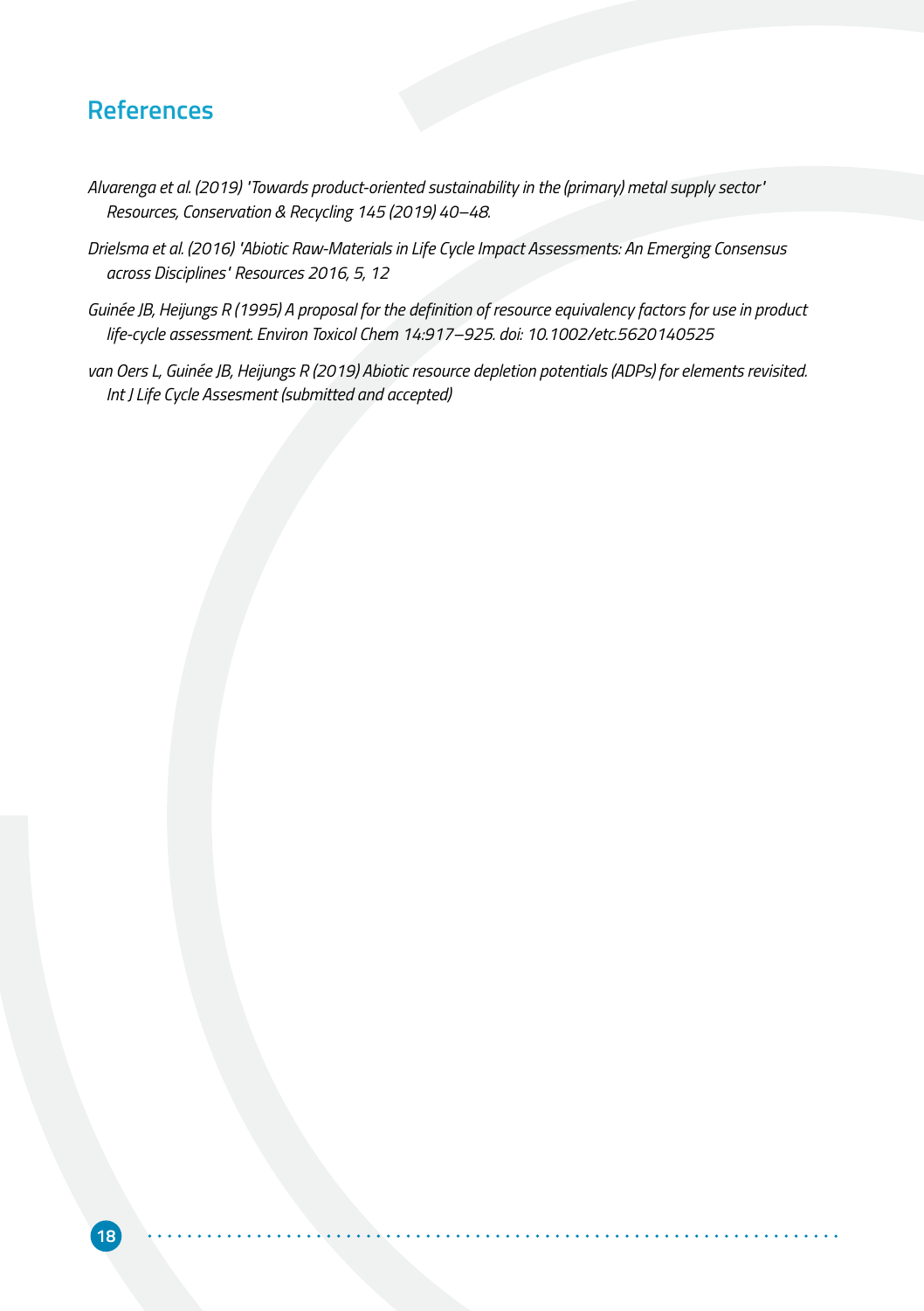## References

*Alvarenga et al. (2019) 'Towards product-oriented sustainability in the (primary) metal supply sector' Resources, Conservation & Recycling 145 (2019) 40–48.*

*Drielsma et al. (2016) 'Abiotic Raw-Materials in Life Cycle Impact Assessments: An Emerging Consensus across Disciplines' Resources 2016, 5, 12*

*Guinée JB, Heijungs R (1995) A proposal for the definition of resource equivalency factors for use in product life-cycle assessment. Environ Toxicol Chem 14:917–925. doi: 10.1002/etc.5620140525*

*van Oers L, Guinée JB, Heijungs R (2019) Abiotic resource depletion potentials (ADPs) for elements revisited. Int J Life Cycle Assesment (submitted and accepted)*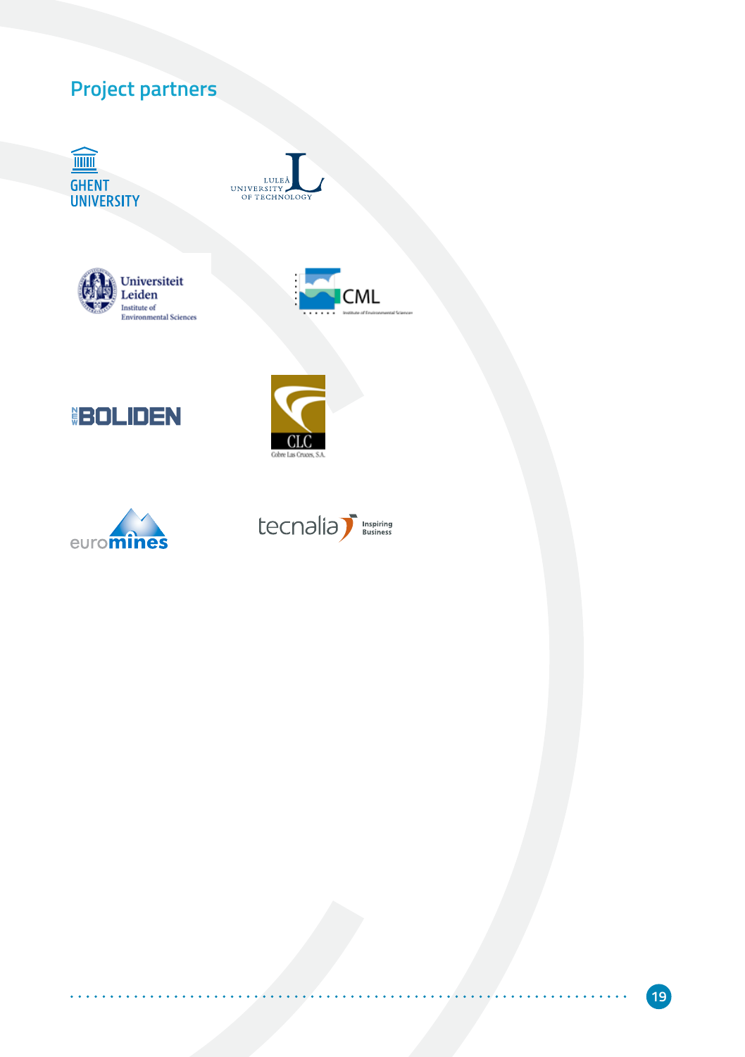## Project partners

GHENT UNIVERSITY

LULEÅ UNIVERSITY OF TECHNOLOGY

Universiteit Leiden
Institute of Environmental Sciences

CML
Institute of Environmental Sciences

NEW BOLIDEN

CLC
Cobre Las Cruces, S.A.

euromines

tecnalia Inspiring Business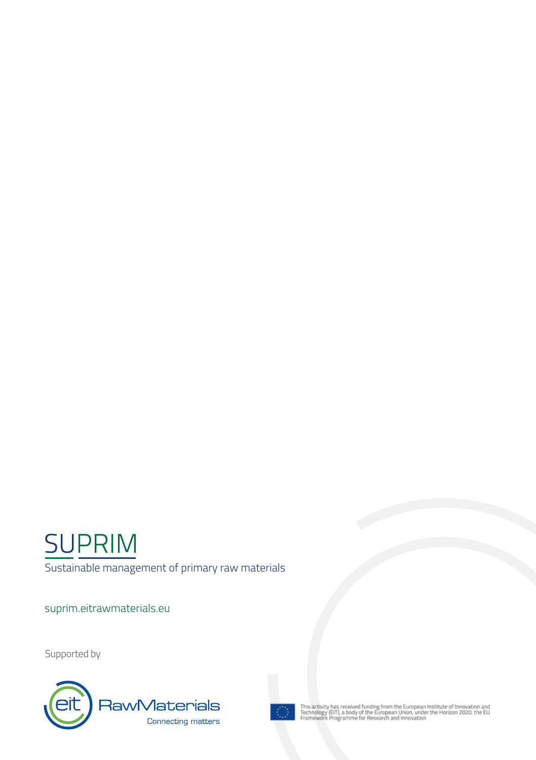# SUPRIM

Sustainable management of primary raw materials

suprim.eitrawmaterials.eu

Supported by

RawMaterials
Connecting matters

This activity has received funding from the European Institute of Innovation and Technology (EIT), a body of the European Union, under the Horizon 2020, the EU Framework Programme for Research and Innovation